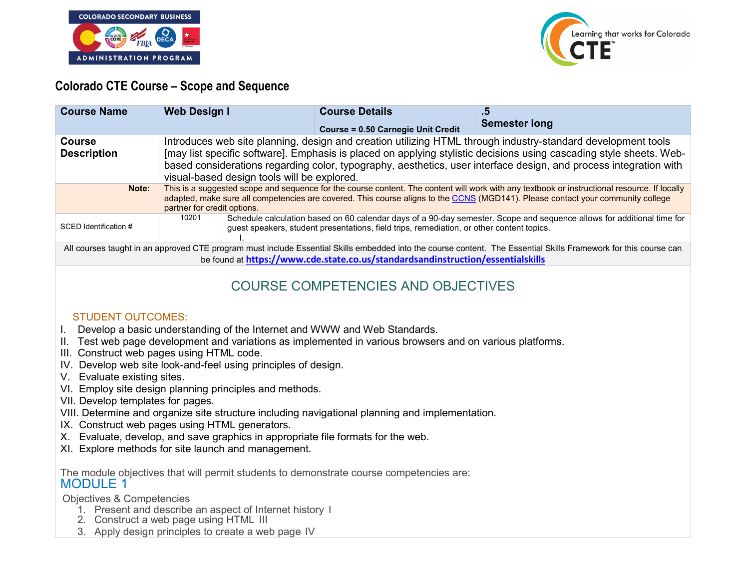# Colorado CTE Course – Scope and Sequence

| **Course Name** | **Web Design I** | | **Course Details**<br>**Course = 0.50 Carnegie Unit Credit** | **.5**<br>**Semester long** |
|---|---|---|---|---|
| **Course Description** | Introduces web site planning, design and creation utilizing HTML through industry-standard development tools [may list specific software]. Emphasis is placed on applying stylistic decisions using cascading style sheets. Web-based considerations regarding color, typography, aesthetics, user interface design, and process integration with visual-based design tools will be explored. | | | |
| **Note:** | This is a suggested scope and sequence for the course content. The content will work with any textbook or instructional resource. If locally adapted, make sure all competencies are covered. This course aligns to the CCNS (MGD141). Please contact your community college partner for credit options. | | | |
| SCED Identification # | 10201 | Schedule calculation based on 60 calendar days of a 90-day semester. Scope and sequence allows for additional time for guest speakers, student presentations, field trips, remediation, or other content topics.<br>I. | | |

All courses taught in an approved CTE program must include Essential Skills embedded into the course content. The Essential Skills Framework for this course can be found at **https://www.cde.state.co.us/standardsandinstruction/essentialskills**

## COURSE COMPETENCIES AND OBJECTIVES

### STUDENT OUTCOMES:

I. Develop a basic understanding of the Internet and WWW and Web Standards.
II. Test web page development and variations as implemented in various browsers and on various platforms.
III. Construct web pages using HTML code.
IV. Develop web site look-and-feel using principles of design.
V. Evaluate existing sites.
VI. Employ site design planning principles and methods.
VII. Develop templates for pages.
VIII. Determine and organize site structure including navigational planning and implementation.
IX. Construct web pages using HTML generators.
X. Evaluate, develop, and save graphics in appropriate file formats for the web.
XI. Explore methods for site launch and management.

The module objectives that will permit students to demonstrate course competencies are:

## MODULE 1

Objectives & Competencies

1. Present and describe an aspect of Internet history I
2. Construct a web page using HTML III
3. Apply design principles to create a web page IV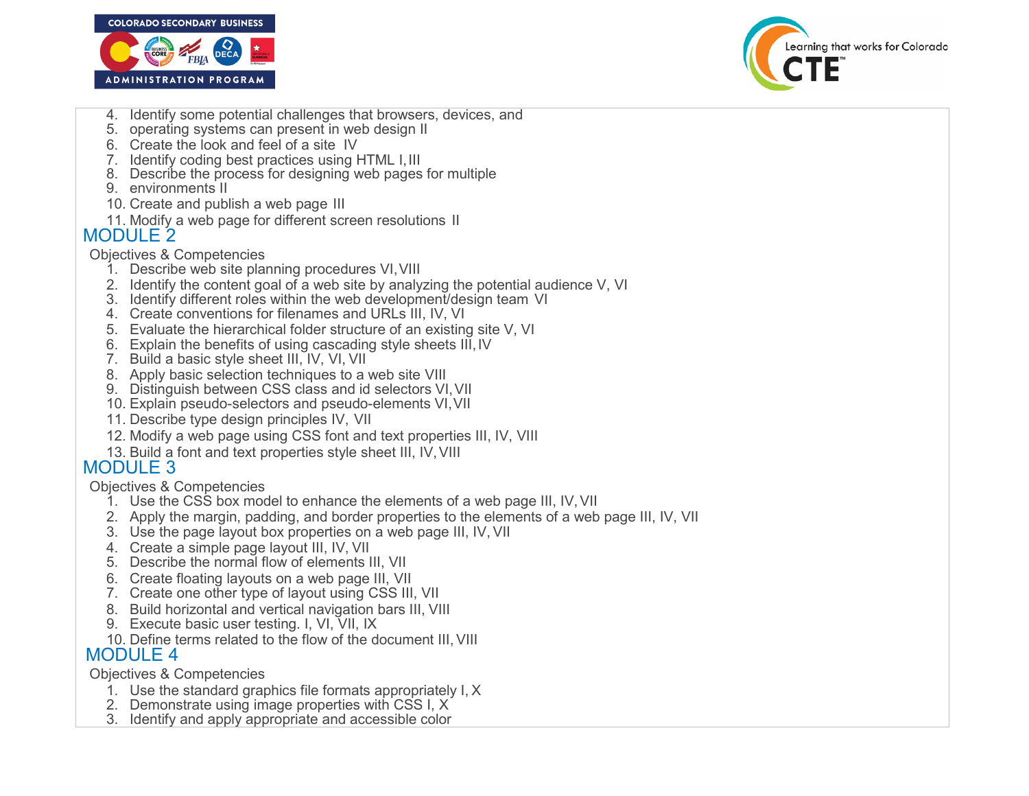4. Identify some potential challenges that browsers, devices, and
5. operating systems can present in web design II
6. Create the look and feel of a site IV
7. Identify coding best practices using HTML I, III
8. Describe the process for designing web pages for multiple
9. environments II
10. Create and publish a web page III
11. Modify a web page for different screen resolutions II

## MODULE 2

Objectives & Competencies

1. Describe web site planning procedures VI, VIII
2. Identify the content goal of a web site by analyzing the potential audience V, VI
3. Identify different roles within the web development/design team VI
4. Create conventions for filenames and URLs III, IV, VI
5. Evaluate the hierarchical folder structure of an existing site V, VI
6. Explain the benefits of using cascading style sheets III, IV
7. Build a basic style sheet III, IV, VI, VII
8. Apply basic selection techniques to a web site VIII
9. Distinguish between CSS class and id selectors VI, VII
10. Explain pseudo-selectors and pseudo-elements VI, VII
11. Describe type design principles IV, VII
12. Modify a web page using CSS font and text properties III, IV, VIII
13. Build a font and text properties style sheet III, IV, VIII

## MODULE 3

Objectives & Competencies

1. Use the CSS box model to enhance the elements of a web page III, IV, VII
2. Apply the margin, padding, and border properties to the elements of a web page III, IV, VII
3. Use the page layout box properties on a web page III, IV, VII
4. Create a simple page layout III, IV, VII
5. Describe the normal flow of elements III, VII
6. Create floating layouts on a web page III, VII
7. Create one other type of layout using CSS III, VII
8. Build horizontal and vertical navigation bars III, VIII
9. Execute basic user testing. I, VI, VII, IX
10. Define terms related to the flow of the document III, VIII

## MODULE 4

Objectives & Competencies

1. Use the standard graphics file formats appropriately I, X
2. Demonstrate using image properties with CSS I, X
3. Identify and apply appropriate and accessible color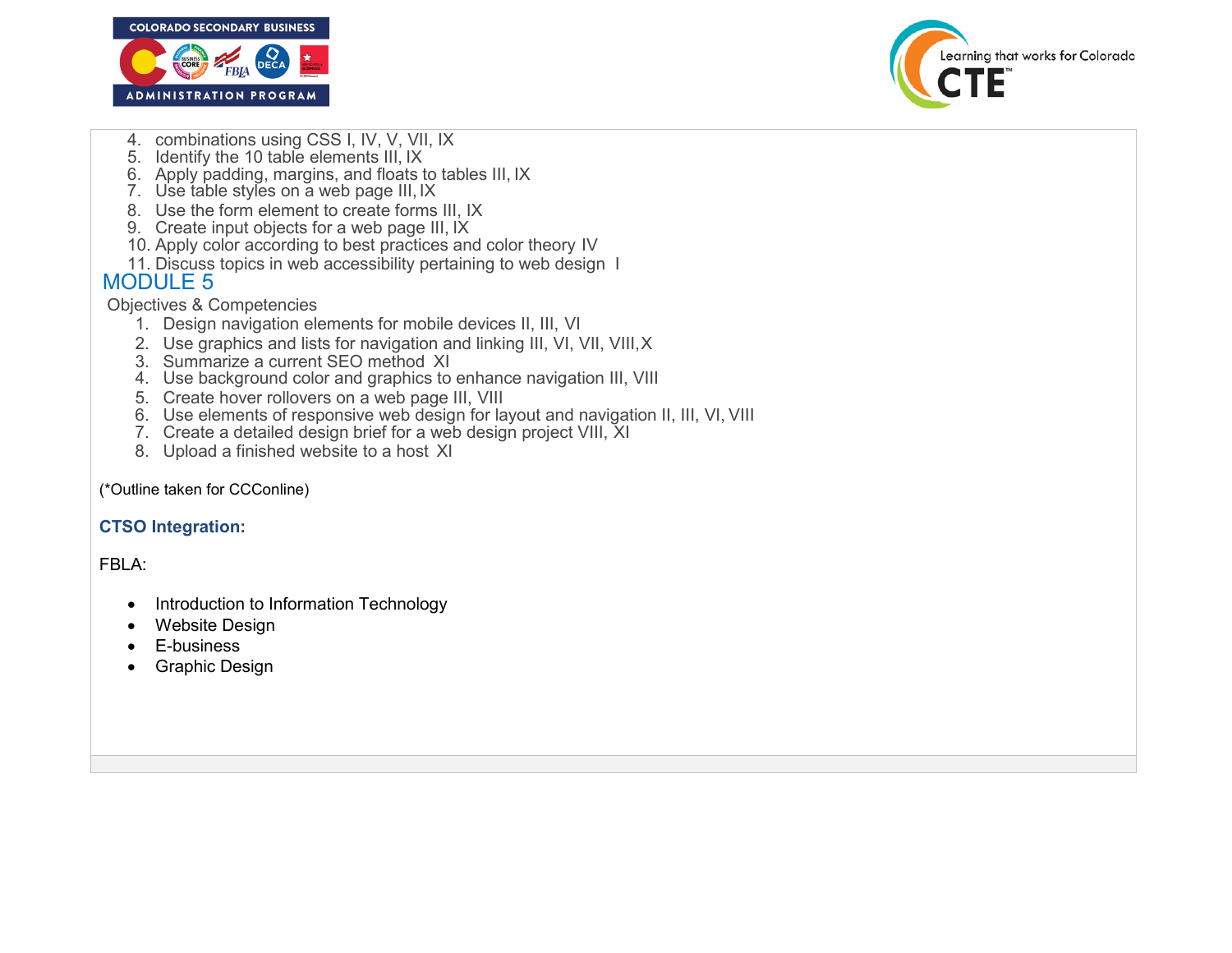4. combinations using CSS I, IV, V, VII, IX
5. Identify the 10 table elements III, IX
6. Apply padding, margins, and floats to tables III, IX
7. Use table styles on a web page III, IX
8. Use the form element to create forms III, IX
9. Create input objects for a web page III, IX
10. Apply color according to best practices and color theory IV
11. Discuss topics in web accessibility pertaining to web design I

## MODULE 5

Objectives & Competencies

1. Design navigation elements for mobile devices II, III, VI
2. Use graphics and lists for navigation and linking III, VI, VII, VIII, X
3. Summarize a current SEO method XI
4. Use background color and graphics to enhance navigation III, VIII
5. Create hover rollovers on a web page III, VIII
6. Use elements of responsive web design for layout and navigation II, III, VI, VIII
7. Create a detailed design brief for a web design project VIII, XI
8. Upload a finished website to a host XI

(*Outline taken for CCConline)

**CTSO Integration:**

FBLA:

- Introduction to Information Technology
- Website Design
- E-business
- Graphic Design